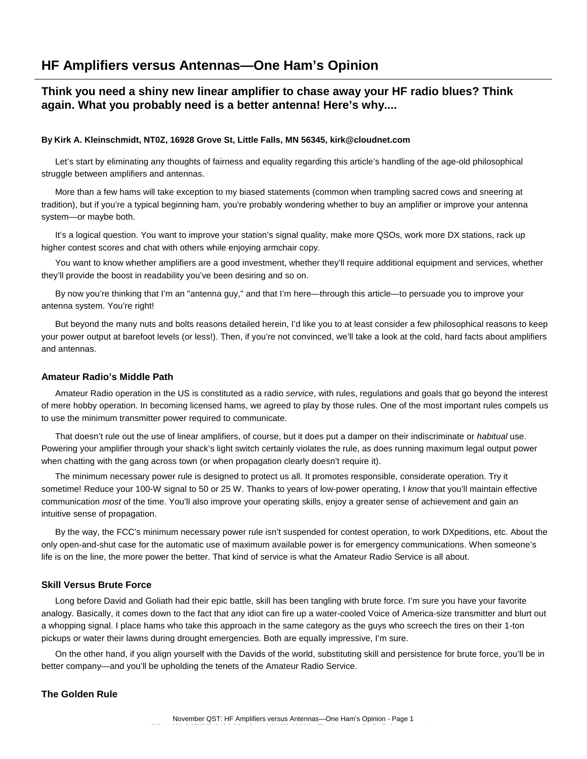# HF Amplifiers versus Antennas—One Ham's Opinion

## Think you need a shiny new linear amplifier to chase away your HF radio blues? Think again. What you probably need is a better antenna! Here's why....

**By Kirk A. Kleinschmidt, NT0Z, 16928 Grove St, Little Falls, MN 56345, kirk@cloudnet.com**

Let's start by eliminating any thoughts of fairness and equality regarding this article's handling of the age-old philosophical struggle between amplifiers and antennas.

More than a few hams will take exception to my biased statements (common when trampling sacred cows and sneering at tradition), but if you're a typical beginning ham, you're probably wondering whether to buy an amplifier or improve your antenna system—or maybe both.

It's a logical question. You want to improve your station's signal quality, make more QSOs, work more DX stations, rack up higher contest scores and chat with others while enjoying armchair copy.

You want to know whether amplifiers are a good investment, whether they'll require additional equipment and services, whether they'll provide the boost in readability you've been desiring and so on.

By now you're thinking that I'm an "antenna guy," and that I'm here—through this article—to persuade you to improve your antenna system. You're right!

But beyond the many nuts and bolts reasons detailed herein, I'd like you to at least consider a few philosophical reasons to keep your power output at barefoot levels (or less!). Then, if you're not convinced, we'll take a look at the cold, hard facts about amplifiers and antennas.

### Amateur Radio's Middle Path

Amateur Radio operation in the US is constituted as a radio *service*, with rules, regulations and goals that go beyond the interest of mere hobby operation. In becoming licensed hams, we agreed to play by those rules. One of the most important rules compels us to use the minimum transmitter power required to communicate.

That doesn't rule out the use of linear amplifiers, of course, but it does put a damper on their indiscriminate or *habitual* use. Powering your amplifier through your shack's light switch certainly violates the rule, as does running maximum legal output power when chatting with the gang across town (or when propagation clearly doesn't require it).

The minimum necessary power rule is designed to protect us all. It promotes responsible, considerate operation. Try it sometime! Reduce your 100-W signal to 50 or 25 W. Thanks to years of low-power operating, I *know* that you'll maintain effective communication *most* of the time. You'll also improve your operating skills, enjoy a greater sense of achievement and gain an intuitive sense of propagation.

By the way, the FCC's minimum necessary power rule isn't suspended for contest operation, to work DXpeditions, etc. About the only open-and-shut case for the automatic use of maximum available power is for emergency communications. When someone's life is on the line, the more power the better. That kind of service is what the Amateur Radio Service is all about.

### Skill Versus Brute Force

Long before David and Goliath had their epic battle, skill has been tangling with brute force. I'm sure you have your favorite analogy. Basically, it comes down to the fact that any idiot can fire up a water-cooled Voice of America-size transmitter and blurt out a whopping signal. I place hams who take this approach in the same category as the guys who screech the tires on their 1-ton pickups or water their lawns during drought emergencies. Both are equally impressive, I'm sure.

On the other hand, if you align yourself with the Davids of the world, substituting skill and persistence for brute force, you'll be in better company—and you'll be upholding the tenets of the Amateur Radio Service.

### The Golden Rule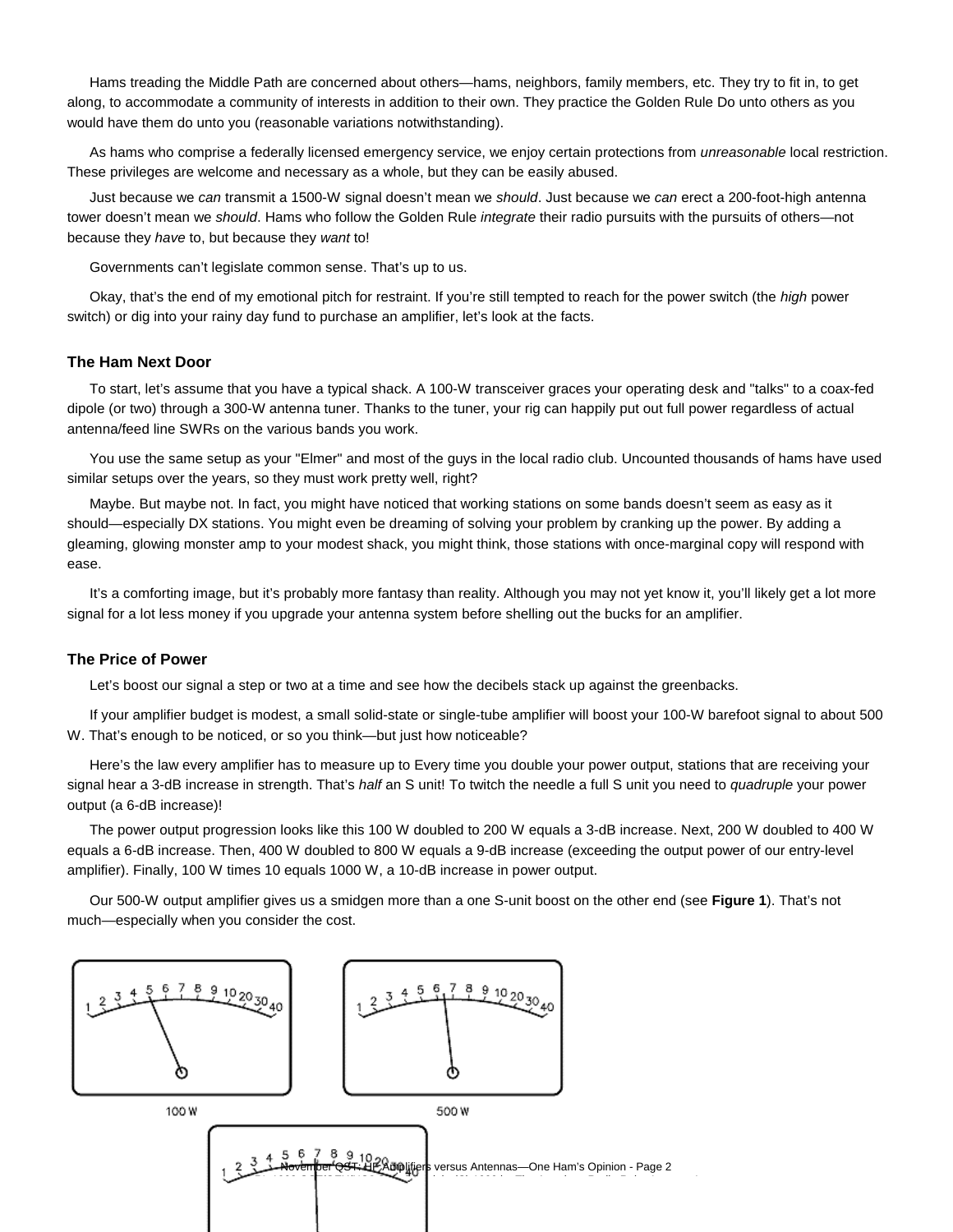Hams treading the Middle Path are concerned about others—hams, neighbors, family members, etc. They try to fit in, to get along, to accommodate a community of interests in addition to their own. They practice the Golden Rule Do unto others as you would have them do unto you (reasonable variations notwithstanding).

As hams who comprise a federally licensed emergency service, we enjoy certain protections from *unreasonable* local restriction. These privileges are welcome and necessary as a whole, but they can be easily abused.

Just because we *can* transmit a 1500-W signal doesn't mean we *should*. Just because we *can* erect a 200-foot-high antenna tower doesn't mean we *should*. Hams who follow the Golden Rule *integrate* their radio pursuits with the pursuits of others—not because they *have* to, but because they *want* to!

Governments can't legislate common sense. That's up to us.

Okay, that's the end of my emotional pitch for restraint. If you're still tempted to reach for the power switch (the *high* power switch) or dig into your rainy day fund to purchase an amplifier, let's look at the facts.

### The Ham Next Door

To start, let's assume that you have a typical shack. A 100-W transceiver graces your operating desk and "talks" to a coax-fed dipole (or two) through a 300-W antenna tuner. Thanks to the tuner, your rig can happily put out full power regardless of actual antenna/feed line SWRs on the various bands you work.

You use the same setup as your "Elmer" and most of the guys in the local radio club. Uncounted thousands of hams have used similar setups over the years, so they must work pretty well, right?

Maybe. But maybe not. In fact, you might have noticed that working stations on some bands doesn't seem as easy as it should—especially DX stations. You might even be dreaming of solving your problem by cranking up the power. By adding a gleaming, glowing monster amp to your modest shack, you might think, those stations with once-marginal copy will respond with ease.

It's a comforting image, but it's probably more fantasy than reality. Although you may not yet know it, you'll likely get a lot more signal for a lot less money if you upgrade your antenna system before shelling out the bucks for an amplifier.

### The Price of Power

Let's boost our signal a step or two at a time and see how the decibels stack up against the greenbacks.

If your amplifier budget is modest, a small solid-state or single-tube amplifier will boost your 100-W barefoot signal to about 500 W. That's enough to be noticed, or so you think—but just how noticeable?

Here's the law every amplifier has to measure up to Every time you double your power output, stations that are receiving your signal hear a 3-dB increase in strength. That's *half* an S unit! To twitch the needle a full S unit you need to *quadruple* your power output (a 6-dB increase)!

The power output progression looks like this 100 W doubled to 200 W equals a 3-dB increase. Next, 200 W doubled to 400 W equals a 6-dB increase. Then, 400 W doubled to 800 W equals a 9-dB increase (exceeding the output power of our entry-level amplifier). Finally, 100 W times 10 equals 1000 W, a 10-dB increase in power output.

Our 500-W output amplifier gives us a smidgen more than a one S-unit boost on the other end (see **Figure 1**). That's not much—especially when you consider the cost.

100 W

500 W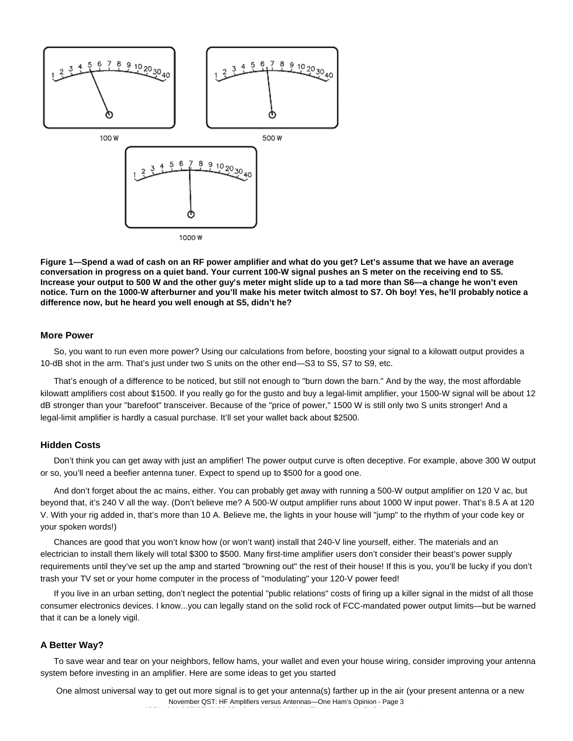**Figure 1—Spend a wad of cash on an RF power amplifier and what do you get? Let's assume that we have an average conversation in progress on a quiet band. Your current 100-W signal pushes an S meter on the receiving end to S5. Increase your output to 500 W and the other guy's meter might slide up to a tad more than S6—a change he won't even notice. Turn on the 1000-W afterburner and you'll make his meter twitch almost to S7. Oh boy! Yes, he'll probably notice a difference now, but he heard you well enough at S5, didn't he?**

### More Power

So, you want to run even more power? Using our calculations from before, boosting your signal to a kilowatt output provides a 10-dB shot in the arm. That's just under two S units on the other end—S3 to S5, S7 to S9, etc.

That's enough of a difference to be noticed, but still not enough to "burn down the barn." And by the way, the most affordable kilowatt amplifiers cost about $1500. If you really go for the gusto and buy a legal-limit amplifier, your 1500-W signal will be about 12 dB stronger than your "barefoot" transceiver. Because of the "price of power," 1500 W is still only two S units stronger! And a legal-limit amplifier is hardly a casual purchase. It'll set your wallet back about $2500.

### Hidden Costs

Don't think you can get away with just an amplifier! The power output curve is often deceptive. For example, above 300 W output or so, you'll need a beefier antenna tuner. Expect to spend up to $500 for a good one.

And don't forget about the ac mains, either. You can probably get away with running a 500-W output amplifier on 120 V ac, but beyond that, it's 240 V all the way. (Don't believe me? A 500-W output amplifier runs about 1000 W input power. That's 8.5 A at 120 V. With your rig added in, that's more than 10 A. Believe me, the lights in your house will "jump" to the rhythm of your code key or your spoken words!)

Chances are good that you won't know how (or won't want) install that 240-V line yourself, either. The materials and an electrician to install them likely will total $300 to $500. Many first-time amplifier users don't consider their beast's power supply requirements until they've set up the amp and started "browning out" the rest of their house! If this is you, you'll be lucky if you don't trash your TV set or your home computer in the process of "modulating" your 120-V power feed!

If you live in an urban setting, don't neglect the potential "public relations" costs of firing up a killer signal in the midst of all those consumer electronics devices. I know...you can legally stand on the solid rock of FCC-mandated power output limits—but be warned that it can be a lonely vigil.

### A Better Way?

To save wear and tear on your neighbors, fellow hams, your wallet and even your house wiring, consider improving your antenna system before investing in an amplifier. Here are some ideas to get you started

One almost universal way to get out more signal is to get your antenna(s) farther up in the air (your present antenna or a new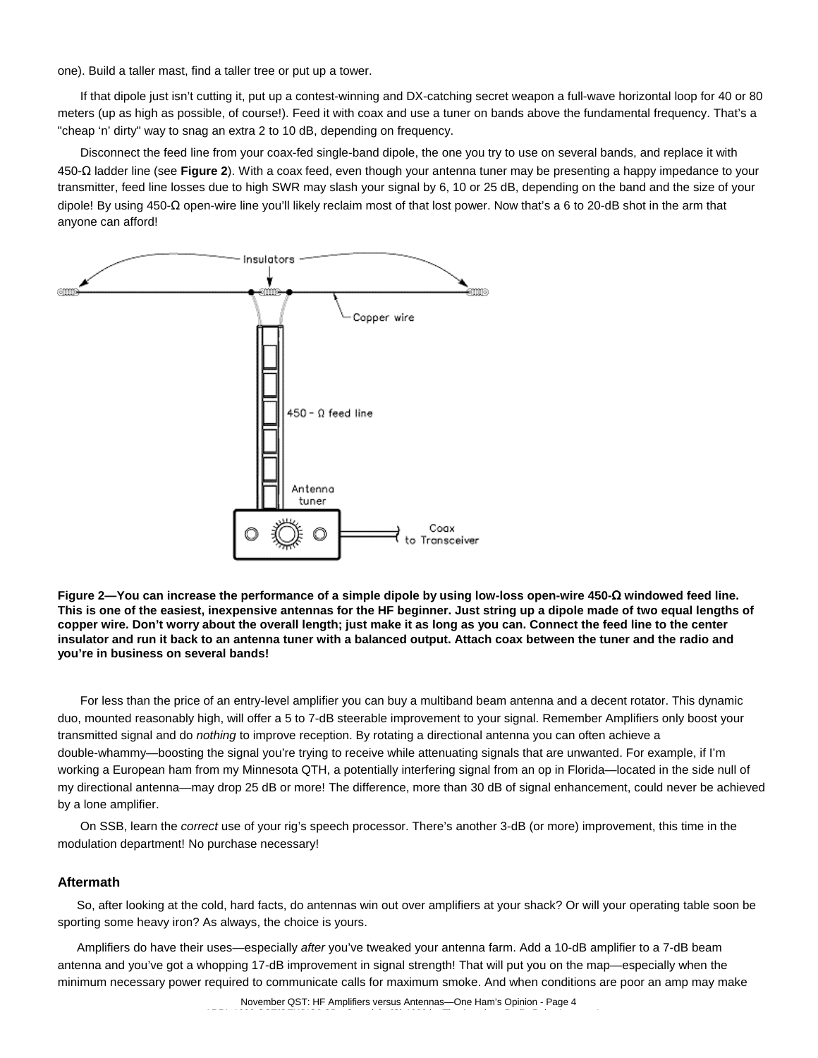one). Build a taller mast, find a taller tree or put up a tower.

If that dipole just isn't cutting it, put up a contest-winning and DX-catching secret weapon a full-wave horizontal loop for 40 or 80 meters (up as high as possible, of course!). Feed it with coax and use a tuner on bands above the fundamental frequency. That's a "cheap 'n' dirty" way to snag an extra 2 to 10 dB, depending on frequency.

Disconnect the feed line from your coax-fed single-band dipole, the one you try to use on several bands, and replace it with 450-Ω ladder line (see **Figure 2**). With a coax feed, even though your antenna tuner may be presenting a happy impedance to your transmitter, feed line losses due to high SWR may slash your signal by 6, 10 or 25 dB, depending on the band and the size of your dipole! By using 450-Ω open-wire line you'll likely reclaim most of that lost power. Now that's a 6 to 20-dB shot in the arm that anyone can afford!

**Figure 2—You can increase the performance of a simple dipole by using low-loss open-wire 450-Ω windowed feed line. This is one of the easiest, inexpensive antennas for the HF beginner. Just string up a dipole made of two equal lengths of copper wire. Don't worry about the overall length; just make it as long as you can. Connect the feed line to the center insulator and run it back to an antenna tuner with a balanced output. Attach coax between the tuner and the radio and you're in business on several bands!**

For less than the price of an entry-level amplifier you can buy a multiband beam antenna and a decent rotator. This dynamic duo, mounted reasonably high, will offer a 5 to 7-dB steerable improvement to your signal. Remember Amplifiers only boost your transmitted signal and do *nothing* to improve reception. By rotating a directional antenna you can often achieve a double-whammy—boosting the signal you're trying to receive while attenuating signals that are unwanted. For example, if I'm working a European ham from my Minnesota QTH, a potentially interfering signal from an op in Florida—located in the side null of my directional antenna—may drop 25 dB or more! The difference, more than 30 dB of signal enhancement, could never be achieved by a lone amplifier.

On SSB, learn the *correct* use of your rig's speech processor. There's another 3-dB (or more) improvement, this time in the modulation department! No purchase necessary!

### Aftermath

So, after looking at the cold, hard facts, do antennas win out over amplifiers at your shack? Or will your operating table soon be sporting some heavy iron? As always, the choice is yours.

Amplifiers do have their uses—especially *after* you've tweaked your antenna farm. Add a 10-dB amplifier to a 7-dB beam antenna and you've got a whopping 17-dB improvement in signal strength! That will put you on the map—especially when the minimum necessary power required to communicate calls for maximum smoke. And when conditions are poor an amp may make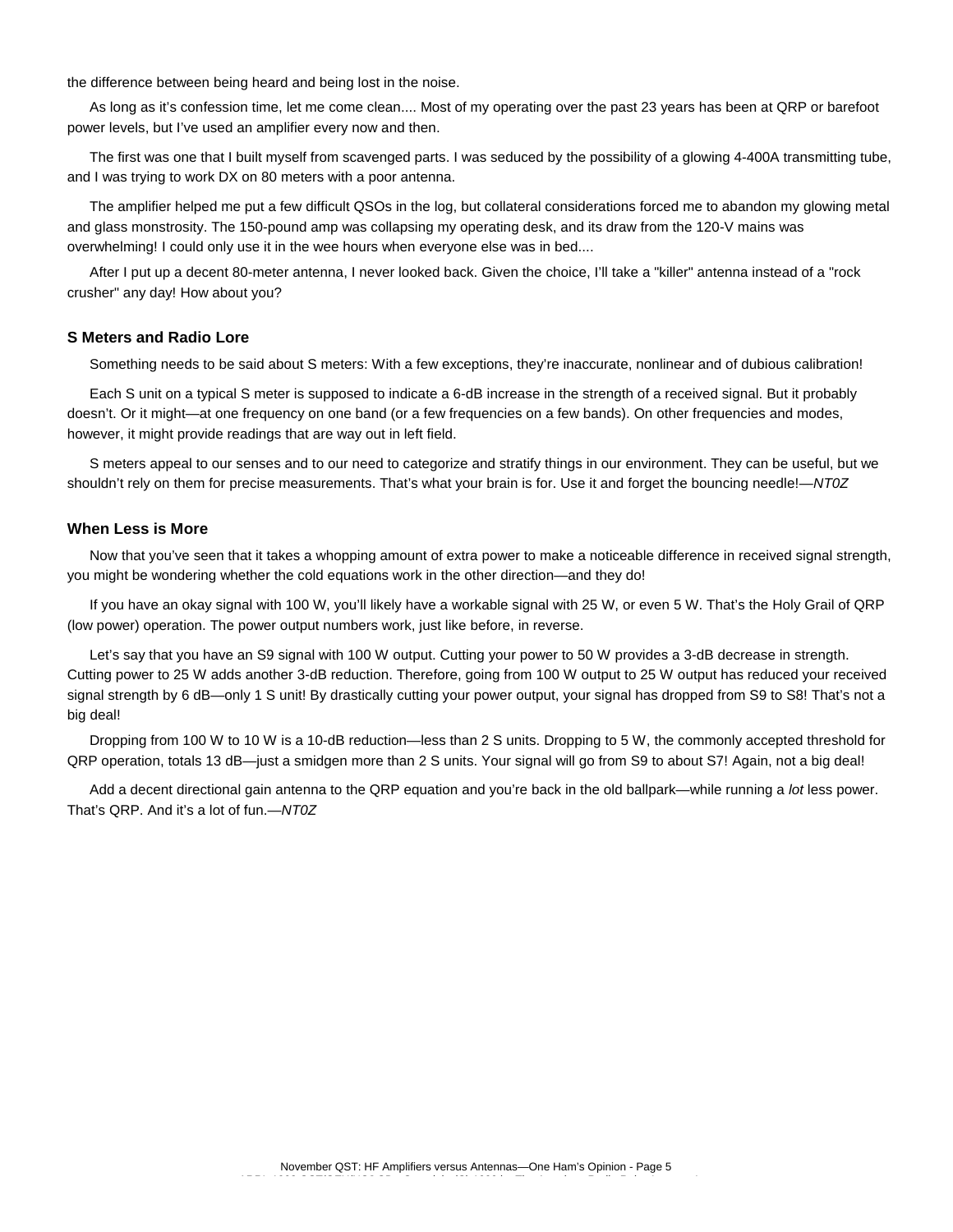the difference between being heard and being lost in the noise.

As long as it's confession time, let me come clean.... Most of my operating over the past 23 years has been at QRP or barefoot power levels, but I've used an amplifier every now and then.

The first was one that I built myself from scavenged parts. I was seduced by the possibility of a glowing 4-400A transmitting tube, and I was trying to work DX on 80 meters with a poor antenna.

The amplifier helped me put a few difficult QSOs in the log, but collateral considerations forced me to abandon my glowing metal and glass monstrosity. The 150-pound amp was collapsing my operating desk, and its draw from the 120-V mains was overwhelming! I could only use it in the wee hours when everyone else was in bed....

After I put up a decent 80-meter antenna, I never looked back. Given the choice, I'll take a "killer" antenna instead of a "rock crusher" any day! How about you?

### S Meters and Radio Lore

Something needs to be said about S meters: With a few exceptions, they're inaccurate, nonlinear and of dubious calibration!

Each S unit on a typical S meter is supposed to indicate a 6-dB increase in the strength of a received signal. But it probably doesn't. Or it might—at one frequency on one band (or a few frequencies on a few bands). On other frequencies and modes, however, it might provide readings that are way out in left field.

S meters appeal to our senses and to our need to categorize and stratify things in our environment. They can be useful, but we shouldn't rely on them for precise measurements. That's what your brain is for. Use it and forget the bouncing needle!—*NT0Z*

### When Less is More

Now that you've seen that it takes a whopping amount of extra power to make a noticeable difference in received signal strength, you might be wondering whether the cold equations work in the other direction—and they do!

If you have an okay signal with 100 W, you'll likely have a workable signal with 25 W, or even 5 W. That's the Holy Grail of QRP (low power) operation. The power output numbers work, just like before, in reverse.

Let's say that you have an S9 signal with 100 W output. Cutting your power to 50 W provides a 3-dB decrease in strength. Cutting power to 25 W adds another 3-dB reduction. Therefore, going from 100 W output to 25 W output has reduced your received signal strength by 6 dB—only 1 S unit! By drastically cutting your power output, your signal has dropped from S9 to S8! That's not a big deal!

Dropping from 100 W to 10 W is a 10-dB reduction—less than 2 S units. Dropping to 5 W, the commonly accepted threshold for QRP operation, totals 13 dB—just a smidgen more than 2 S units. Your signal will go from S9 to about S7! Again, not a big deal!

Add a decent directional gain antenna to the QRP equation and you're back in the old ballpark—while running a *lot* less power. That's QRP. And it's a lot of fun.—*NT0Z*